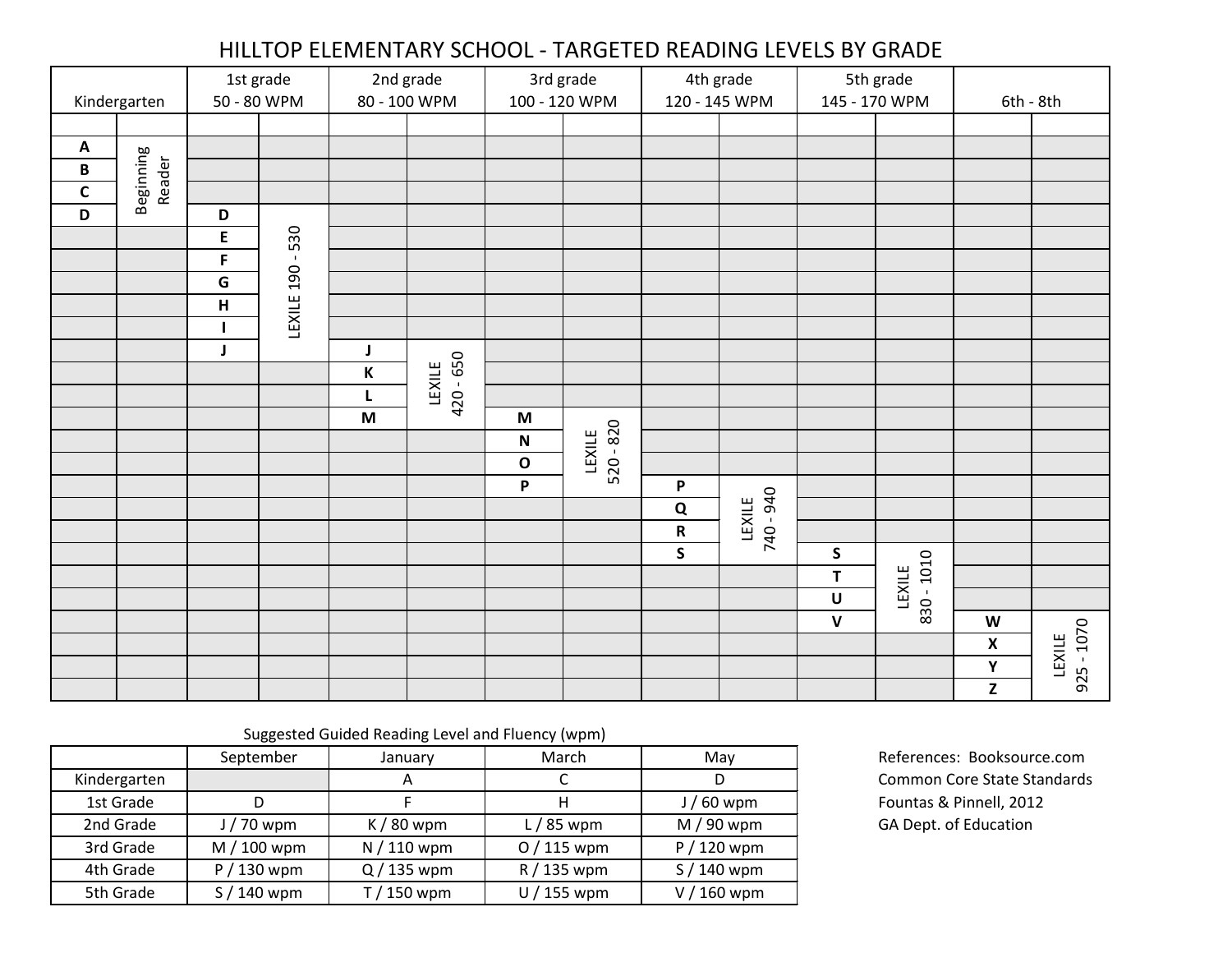# HILLTOP ELEMENTARY SCHOOL - TARGETED READING LEVELS BY GRADE

| Kindergarten | | 1st grade 50 - 80 WPM | | 2nd grade 80 - 100 WPM | | 3rd grade 100 - 120 WPM | | 4th grade 120 - 145 WPM | | 5th grade 145 - 170 WPM | | 6th - 8th | |
|---|---|---|---|---|---|---|---|---|---|---|---|---|---|
| A | Beginning Reader | | | | | | | | | | | | |
| B | | | | | | | | | | | | | |
| C | | | | | | | | | | | | | |
| D | | D | LEXILE 190 - 530 | | | | | | | | | | |
| | | E | | | | | | | | | | | |
| | | F | | | | | | | | | | | |
| | | G | | | | | | | | | | | |
| | | H | | | | | | | | | | | |
| | | I | | | | | | | | | | | |
| | | J | | J | LEXILE 420 - 650 | | | | | | | | |
| | | | | K | | | | | | | | | |
| | | | | L | | | | | | | | | |
| | | | | M | | M | LEXILE 520 - 820 | | | | | | |
| | | | | | | N | | | | | | | |
| | | | | | | O | | | | | | | |
| | | | | | | P | | P | LEXILE 740 - 940 | | | | |
| | | | | | | | | Q | | | | | |
| | | | | | | | | R | | | | | |
| | | | | | | | | S | | S | LEXILE 830 - 1010 | | |
| | | | | | | | | | | T | | | |
| | | | | | | | | | | U | | | |
| | | | | | | | | | | V | | W | LEXILE 925 - 1070 |
| | | | | | | | | | | | | X | |
| | | | | | | | | | | | | Y | |
| | | | | | | | | | | | | Z | |

Suggested Guided Reading Level and Fluency (wpm)

| | September | January | March | May |
|---|---|---|---|---|
| Kindergarten | | A | C | D |
| 1st Grade | D | F | H | J / 60 wpm |
| 2nd Grade | J / 70 wpm | K / 80 wpm | L / 85 wpm | M / 90 wpm |
| 3rd Grade | M / 100 wpm | N / 110 wpm | O / 115 wpm | P / 120 wpm |
| 4th Grade | P / 130 wpm | Q / 135 wpm | R / 135 wpm | S / 140 wpm |
| 5th Grade | S / 140 wpm | T / 150 wpm | U / 155 wpm | V / 160 wpm |

References: Booksource.com
Common Core State Standards
Fountas & Pinnell, 2012
GA Dept. of Education